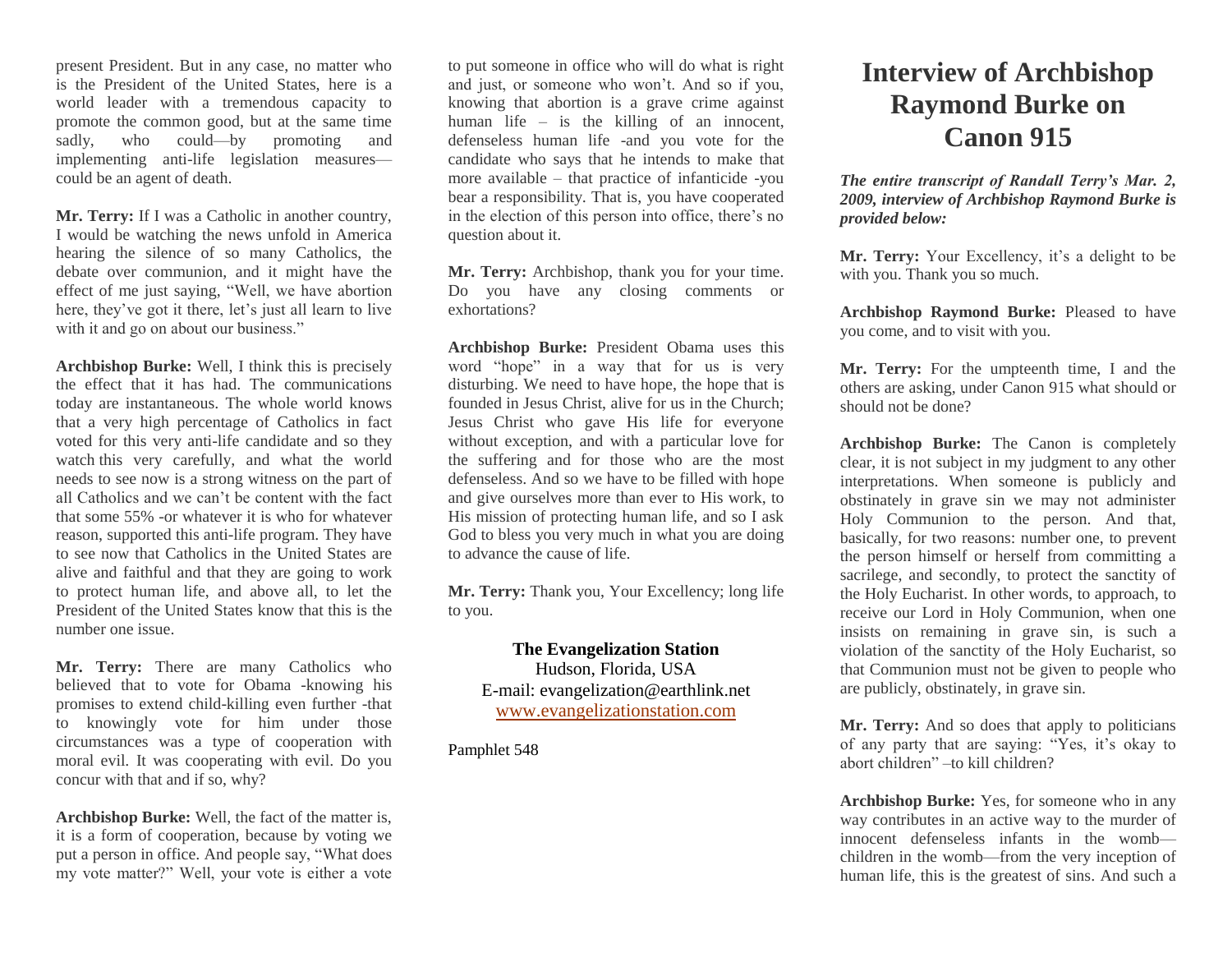present President. But in any case, no matter who is the President of the United States, here is a world leader with a tremendous capacity to promote the common good, but at the same time sadly, who could—by promoting and implementing anti-life legislation measures—could be an agent of death.

**Mr. Terry:** If I was a Catholic in another country, I would be watching the news unfold in America hearing the silence of so many Catholics, the debate over communion, and it might have the effect of me just saying, "Well, we have abortion here, they've got it there, let's just all learn to live with it and go on about our business."

**Archbishop Burke:** Well, I think this is precisely the effect that it has had. The communications today are instantaneous. The whole world knows that a very high percentage of Catholics in fact voted for this very anti-life candidate and so they watch this very carefully, and what the world needs to see now is a strong witness on the part of all Catholics and we can't be content with the fact that some 55% -or whatever it is who for whatever reason, supported this anti-life program. They have to see now that Catholics in the United States are alive and faithful and that they are going to work to protect human life, and above all, to let the President of the United States know that this is the number one issue.

**Mr. Terry:** There are many Catholics who believed that to vote for Obama -knowing his promises to extend child-killing even further -that to knowingly vote for him under those circumstances was a type of cooperation with moral evil. It was cooperating with evil. Do you concur with that and if so, why?

**Archbishop Burke:** Well, the fact of the matter is, it is a form of cooperation, because by voting we put a person in office. And people say, "What does my vote matter?" Well, your vote is either a vote to put someone in office who will do what is right and just, or someone who won't. And so if you, knowing that abortion is a grave crime against human life – is the killing of an innocent, defenseless human life -and you vote for the candidate who says that he intends to make that more available – that practice of infanticide -you bear a responsibility. That is, you have cooperated in the election of this person into office, there's no question about it.

**Mr. Terry:** Archbishop, thank you for your time. Do you have any closing comments or exhortations?

**Archbishop Burke:** President Obama uses this word "hope" in a way that for us is very disturbing. We need to have hope, the hope that is founded in Jesus Christ, alive for us in the Church; Jesus Christ who gave His life for everyone without exception, and with a particular love for the suffering and for those who are the most defenseless. And so we have to be filled with hope and give ourselves more than ever to His work, to His mission of protecting human life, and so I ask God to bless you very much in what you are doing to advance the cause of life.

**Mr. Terry:** Thank you, Your Excellency; long life to you.

**The Evangelization Station**
Hudson, Florida, USA
E-mail: evangelization@earthlink.net
www.evangelizationstation.com

Pamphlet 548

# Interview of Archbishop Raymond Burke on Canon 915

***The entire transcript of Randall Terry's Mar. 2, 2009, interview of Archbishop Raymond Burke is provided below:***

**Mr. Terry:** Your Excellency, it's a delight to be with you. Thank you so much.

**Archbishop Raymond Burke:** Pleased to have you come, and to visit with you.

**Mr. Terry:** For the umpteenth time, I and the others are asking, under Canon 915 what should or should not be done?

**Archbishop Burke:** The Canon is completely clear, it is not subject in my judgment to any other interpretations. When someone is publicly and obstinately in grave sin we may not administer Holy Communion to the person. And that, basically, for two reasons: number one, to prevent the person himself or herself from committing a sacrilege, and secondly, to protect the sanctity of the Holy Eucharist. In other words, to approach, to receive our Lord in Holy Communion, when one insists on remaining in grave sin, is such a violation of the sanctity of the Holy Eucharist, so that Communion must not be given to people who are publicly, obstinately, in grave sin.

**Mr. Terry:** And so does that apply to politicians of any party that are saying: "Yes, it's okay to abort children" –to kill children?

**Archbishop Burke:** Yes, for someone who in any way contributes in an active way to the murder of innocent defenseless infants in the womb—children in the womb—from the very inception of human life, this is the greatest of sins. And such a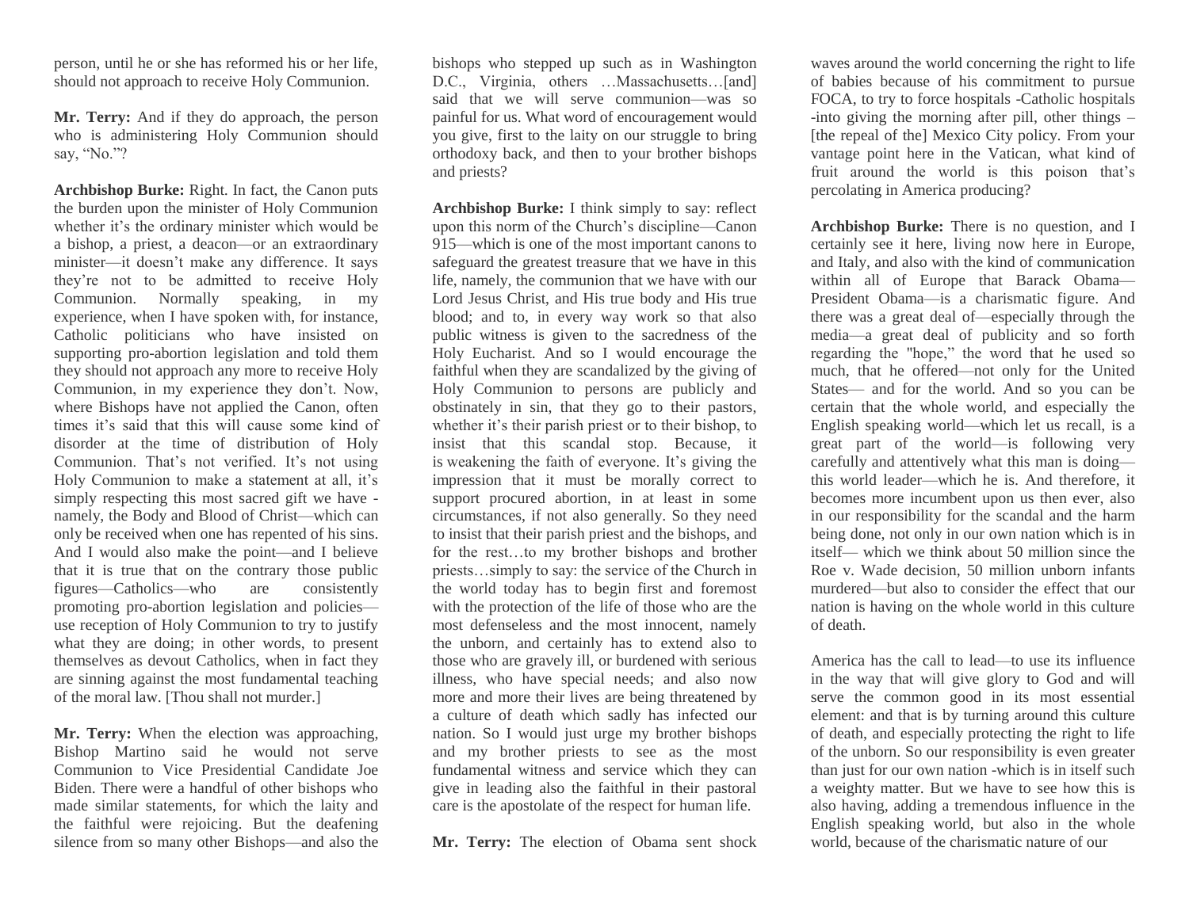person, until he or she has reformed his or her life, should not approach to receive Holy Communion.

**Mr. Terry:** And if they do approach, the person who is administering Holy Communion should say, "No."?

**Archbishop Burke:** Right. In fact, the Canon puts the burden upon the minister of Holy Communion whether it's the ordinary minister which would be a bishop, a priest, a deacon—or an extraordinary minister—it doesn't make any difference. It says they're not to be admitted to receive Holy Communion. Normally speaking, in my experience, when I have spoken with, for instance, Catholic politicians who have insisted on supporting pro-abortion legislation and told them they should not approach any more to receive Holy Communion, in my experience they don't. Now, where Bishops have not applied the Canon, often times it's said that this will cause some kind of disorder at the time of distribution of Holy Communion. That's not verified. It's not using Holy Communion to make a statement at all, it's simply respecting this most sacred gift we have - namely, the Body and Blood of Christ—which can only be received when one has repented of his sins. And I would also make the point—and I believe that it is true that on the contrary those public figures—Catholics—who are consistently promoting pro-abortion legislation and policies—use reception of Holy Communion to try to justify what they are doing; in other words, to present themselves as devout Catholics, when in fact they are sinning against the most fundamental teaching of the moral law. [Thou shall not murder.]

**Mr. Terry:** When the election was approaching, Bishop Martino said he would not serve Communion to Vice Presidential Candidate Joe Biden. There were a handful of other bishops who made similar statements, for which the laity and the faithful were rejoicing. But the deafening silence from so many other Bishops—and also the bishops who stepped up such as in Washington D.C., Virginia, others …Massachusetts…[and] said that we will serve communion—was so painful for us. What word of encouragement would you give, first to the laity on our struggle to bring orthodoxy back, and then to your brother bishops and priests?

**Archbishop Burke:** I think simply to say: reflect upon this norm of the Church's discipline—Canon 915—which is one of the most important canons to safeguard the greatest treasure that we have in this life, namely, the communion that we have with our Lord Jesus Christ, and His true body and His true blood; and to, in every way work so that also public witness is given to the sacredness of the Holy Eucharist. And so I would encourage the faithful when they are scandalized by the giving of Holy Communion to persons are publicly and obstinately in sin, that they go to their pastors, whether it's their parish priest or to their bishop, to insist that this scandal stop. Because, it is weakening the faith of everyone. It's giving the impression that it must be morally correct to support procured abortion, in at least in some circumstances, if not also generally. So they need to insist that their parish priest and the bishops, and for the rest…to my brother bishops and brother priests…simply to say: the service of the Church in the world today has to begin first and foremost with the protection of the life of those who are the most defenseless and the most innocent, namely the unborn, and certainly has to extend also to those who are gravely ill, or burdened with serious illness, who have special needs; and also now more and more their lives are being threatened by a culture of death which sadly has infected our nation. So I would just urge my brother bishops and my brother priests to see as the most fundamental witness and service which they can give in leading also the faithful in their pastoral care is the apostolate of the respect for human life.

**Mr. Terry:** The election of Obama sent shock waves around the world concerning the right to life of babies because of his commitment to pursue FOCA, to try to force hospitals -Catholic hospitals -into giving the morning after pill, other things – [the repeal of the] Mexico City policy. From your vantage point here in the Vatican, what kind of fruit around the world is this poison that's percolating in America producing?

**Archbishop Burke:** There is no question, and I certainly see it here, living now here in Europe, and Italy, and also with the kind of communication within all of Europe that Barack Obama—President Obama—is a charismatic figure. And there was a great deal of—especially through the media—a great deal of publicity and so forth regarding the "hope," the word that he used so much, that he offered—not only for the United States— and for the world. And so you can be certain that the whole world, and especially the English speaking world—which let us recall, is a great part of the world—is following very carefully and attentively what this man is doing—this world leader—which he is. And therefore, it becomes more incumbent upon us then ever, also in our responsibility for the scandal and the harm being done, not only in our own nation which is in itself— which we think about 50 million since the Roe v. Wade decision, 50 million unborn infants murdered—but also to consider the effect that our nation is having on the whole world in this culture of death.

America has the call to lead—to use its influence in the way that will give glory to God and will serve the common good in its most essential element: and that is by turning around this culture of death, and especially protecting the right to life of the unborn. So our responsibility is even greater than just for our own nation -which is in itself such a weighty matter. But we have to see how this is also having, adding a tremendous influence in the English speaking world, but also in the whole world, because of the charismatic nature of our